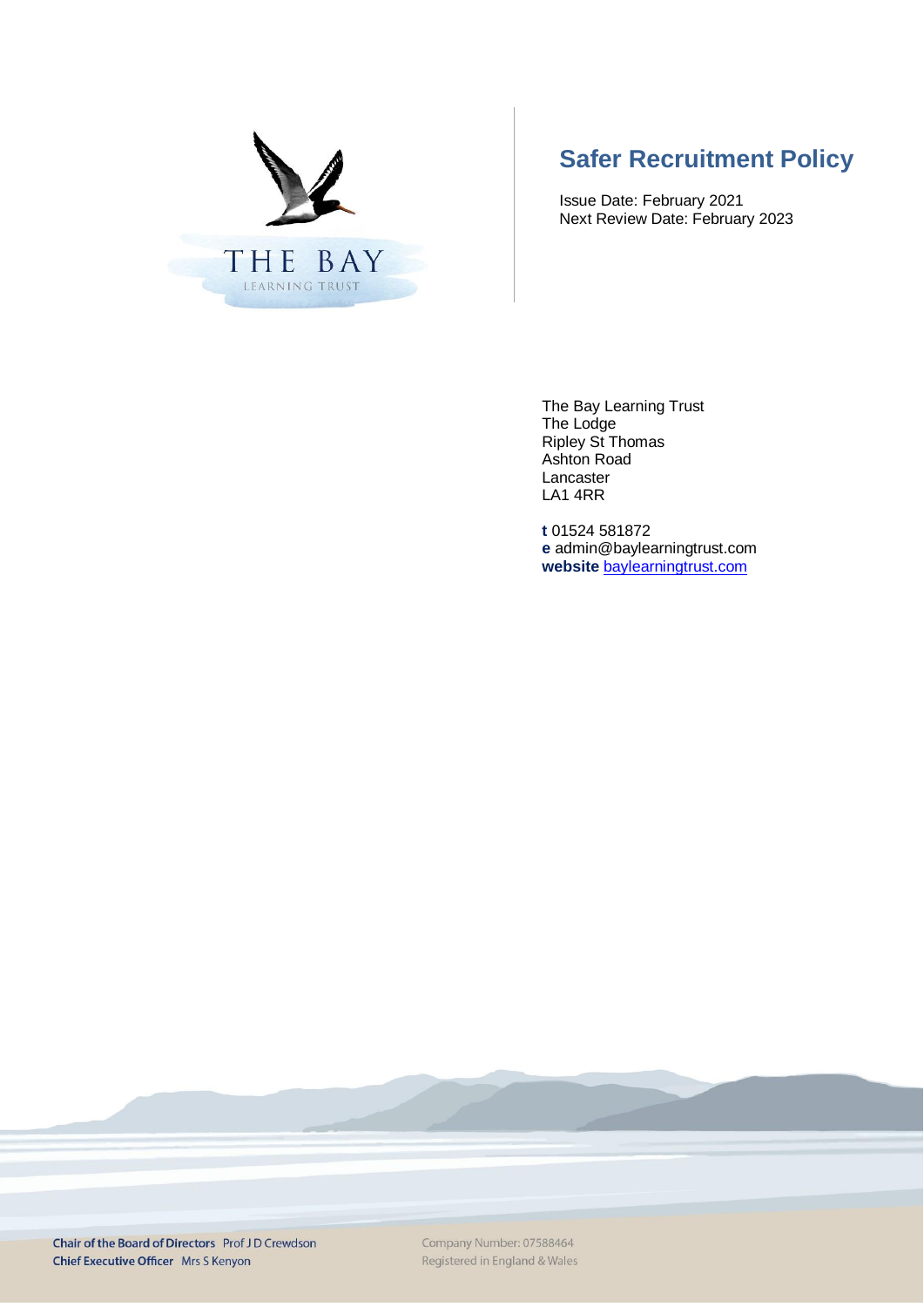THE BAY
LEARNING TRUST

# Safer Recruitment Policy

Issue Date: February 2021
Next Review Date: February 2023

The Bay Learning Trust
The Lodge
Ripley St Thomas
Ashton Road
Lancaster
LA1 4RR

**t** 01524 581872
**e** admin@baylearningtrust.com
**website** [baylearningtrust.com](baylearningtrust.com)

**Chair of the Board of Directors** Prof J D Crewdson
**Chief Executive Officer** Mrs S Kenyon

Company Number: 07588464
Registered in England & Wales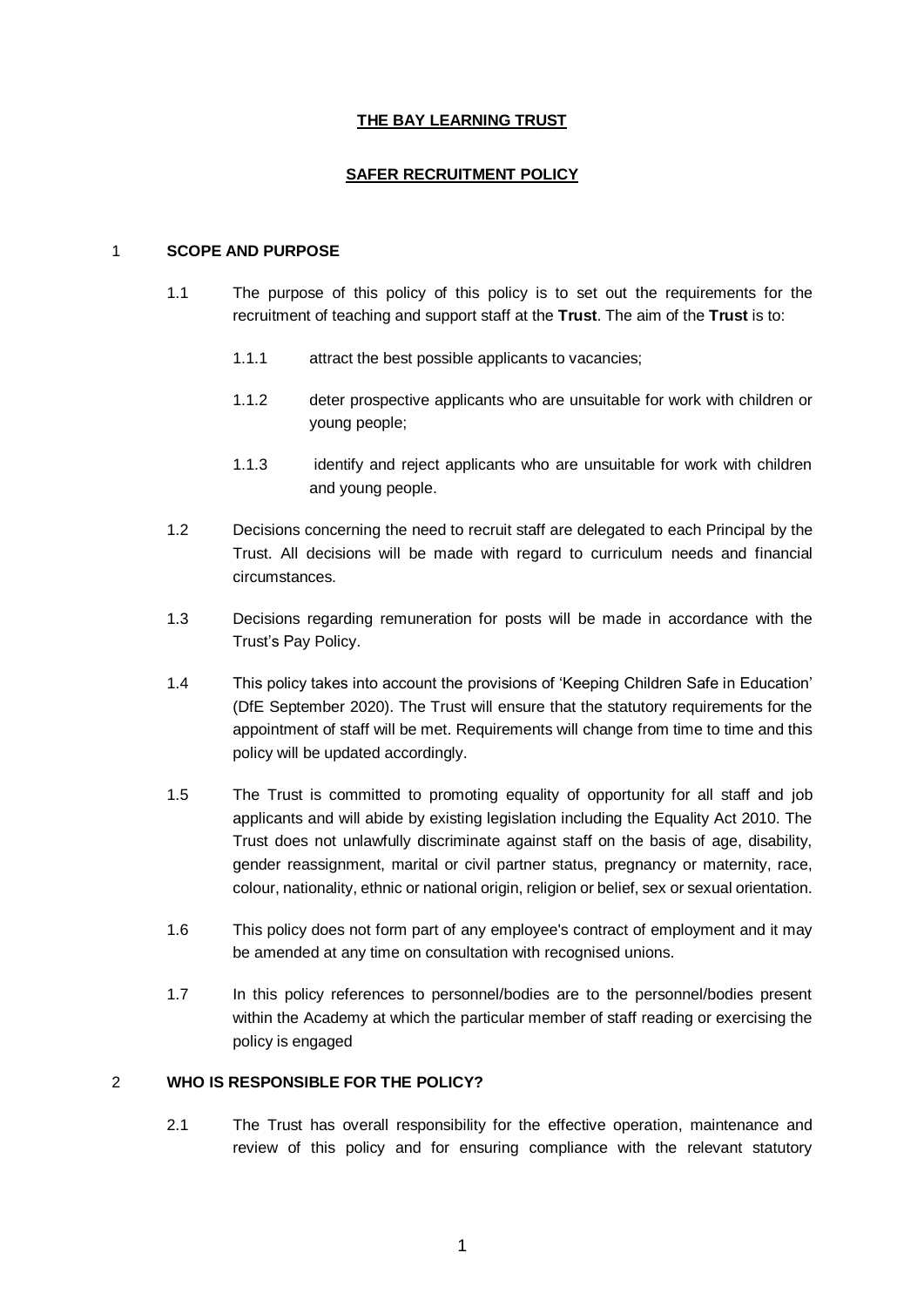**THE BAY LEARNING TRUST**

**SAFER RECRUITMENT POLICY**

## 1 SCOPE AND PURPOSE

1.1 The purpose of this policy of this policy is to set out the requirements for the recruitment of teaching and support staff at the **Trust**. The aim of the **Trust** is to:

1.1.1 attract the best possible applicants to vacancies;

1.1.2 deter prospective applicants who are unsuitable for work with children or young people;

1.1.3 identify and reject applicants who are unsuitable for work with children and young people.

1.2 Decisions concerning the need to recruit staff are delegated to each Principal by the Trust. All decisions will be made with regard to curriculum needs and financial circumstances.

1.3 Decisions regarding remuneration for posts will be made in accordance with the Trust's Pay Policy.

1.4 This policy takes into account the provisions of 'Keeping Children Safe in Education' (DfE September 2020). The Trust will ensure that the statutory requirements for the appointment of staff will be met. Requirements will change from time to time and this policy will be updated accordingly.

1.5 The Trust is committed to promoting equality of opportunity for all staff and job applicants and will abide by existing legislation including the Equality Act 2010. The Trust does not unlawfully discriminate against staff on the basis of age, disability, gender reassignment, marital or civil partner status, pregnancy or maternity, race, colour, nationality, ethnic or national origin, religion or belief, sex or sexual orientation.

1.6 This policy does not form part of any employee's contract of employment and it may be amended at any time on consultation with recognised unions.

1.7 In this policy references to personnel/bodies are to the personnel/bodies present within the Academy at which the particular member of staff reading or exercising the policy is engaged

## 2 WHO IS RESPONSIBLE FOR THE POLICY?

2.1 The Trust has overall responsibility for the effective operation, maintenance and review of this policy and for ensuring compliance with the relevant statutory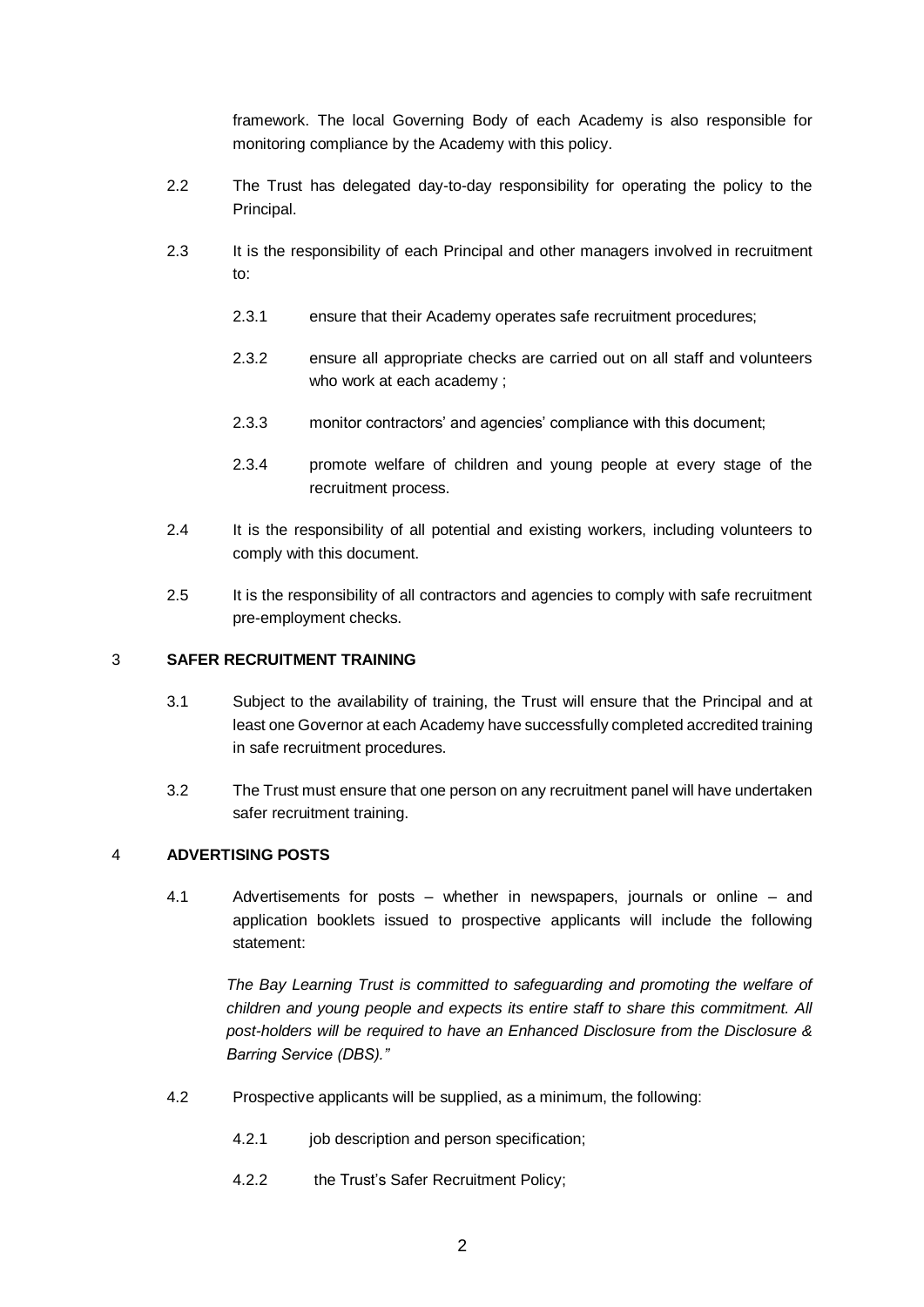framework. The local Governing Body of each Academy is also responsible for monitoring compliance by the Academy with this policy.

2.2 The Trust has delegated day-to-day responsibility for operating the policy to the Principal.

2.3 It is the responsibility of each Principal and other managers involved in recruitment to:

2.3.1 ensure that their Academy operates safe recruitment procedures;

2.3.2 ensure all appropriate checks are carried out on all staff and volunteers who work at each academy ;

2.3.3 monitor contractors' and agencies' compliance with this document;

2.3.4 promote welfare of children and young people at every stage of the recruitment process.

2.4 It is the responsibility of all potential and existing workers, including volunteers to comply with this document.

2.5 It is the responsibility of all contractors and agencies to comply with safe recruitment pre-employment checks.

## 3 SAFER RECRUITMENT TRAINING

3.1 Subject to the availability of training, the Trust will ensure that the Principal and at least one Governor at each Academy have successfully completed accredited training in safe recruitment procedures.

3.2 The Trust must ensure that one person on any recruitment panel will have undertaken safer recruitment training.

## 4 ADVERTISING POSTS

4.1 Advertisements for posts – whether in newspapers, journals or online – and application booklets issued to prospective applicants will include the following statement:

*The Bay Learning Trust is committed to safeguarding and promoting the welfare of children and young people and expects its entire staff to share this commitment. All post-holders will be required to have an Enhanced Disclosure from the Disclosure & Barring Service (DBS)."*

4.2 Prospective applicants will be supplied, as a minimum, the following:

4.2.1 job description and person specification;

4.2.2 the Trust's Safer Recruitment Policy;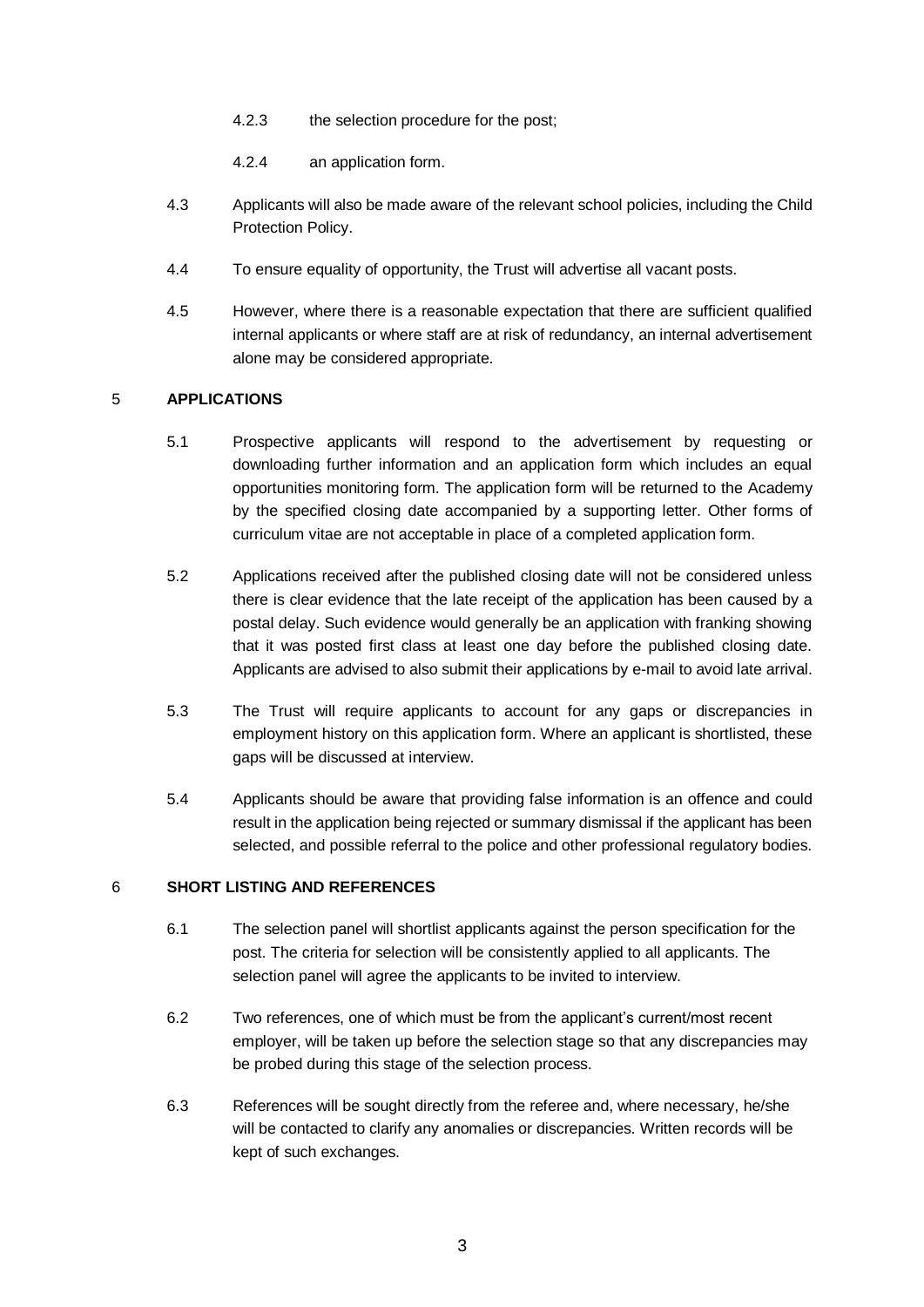4.2.3 the selection procedure for the post;

4.2.4 an application form.

4.3 Applicants will also be made aware of the relevant school policies, including the Child Protection Policy.

4.4 To ensure equality of opportunity, the Trust will advertise all vacant posts.

4.5 However, where there is a reasonable expectation that there are sufficient qualified internal applicants or where staff are at risk of redundancy, an internal advertisement alone may be considered appropriate.

## 5 APPLICATIONS

5.1 Prospective applicants will respond to the advertisement by requesting or downloading further information and an application form which includes an equal opportunities monitoring form. The application form will be returned to the Academy by the specified closing date accompanied by a supporting letter. Other forms of curriculum vitae are not acceptable in place of a completed application form.

5.2 Applications received after the published closing date will not be considered unless there is clear evidence that the late receipt of the application has been caused by a postal delay. Such evidence would generally be an application with franking showing that it was posted first class at least one day before the published closing date. Applicants are advised to also submit their applications by e-mail to avoid late arrival.

5.3 The Trust will require applicants to account for any gaps or discrepancies in employment history on this application form. Where an applicant is shortlisted, these gaps will be discussed at interview.

5.4 Applicants should be aware that providing false information is an offence and could result in the application being rejected or summary dismissal if the applicant has been selected, and possible referral to the police and other professional regulatory bodies.

## 6 SHORT LISTING AND REFERENCES

6.1 The selection panel will shortlist applicants against the person specification for the post. The criteria for selection will be consistently applied to all applicants. The selection panel will agree the applicants to be invited to interview.

6.2 Two references, one of which must be from the applicant's current/most recent employer, will be taken up before the selection stage so that any discrepancies may be probed during this stage of the selection process.

6.3 References will be sought directly from the referee and, where necessary, he/she will be contacted to clarify any anomalies or discrepancies. Written records will be kept of such exchanges.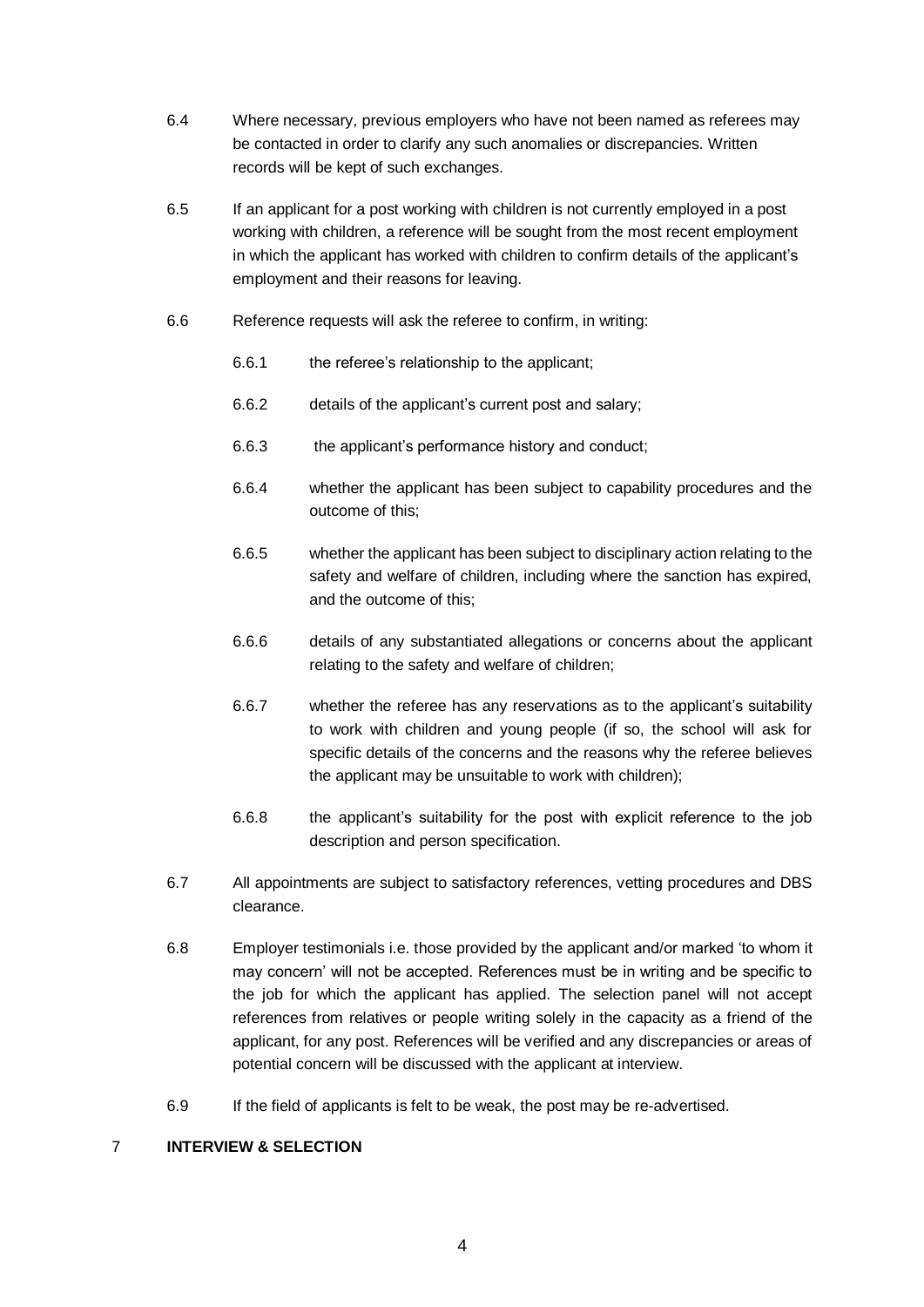6.4 Where necessary, previous employers who have not been named as referees may be contacted in order to clarify any such anomalies or discrepancies. Written records will be kept of such exchanges.

6.5 If an applicant for a post working with children is not currently employed in a post working with children, a reference will be sought from the most recent employment in which the applicant has worked with children to confirm details of the applicant's employment and their reasons for leaving.

6.6 Reference requests will ask the referee to confirm, in writing:

- 6.6.1 the referee's relationship to the applicant;
- 6.6.2 details of the applicant's current post and salary;
- 6.6.3 the applicant's performance history and conduct;
- 6.6.4 whether the applicant has been subject to capability procedures and the outcome of this;
- 6.6.5 whether the applicant has been subject to disciplinary action relating to the safety and welfare of children, including where the sanction has expired, and the outcome of this;
- 6.6.6 details of any substantiated allegations or concerns about the applicant relating to the safety and welfare of children;
- 6.6.7 whether the referee has any reservations as to the applicant's suitability to work with children and young people (if so, the school will ask for specific details of the concerns and the reasons why the referee believes the applicant may be unsuitable to work with children);
- 6.6.8 the applicant's suitability for the post with explicit reference to the job description and person specification.

6.7 All appointments are subject to satisfactory references, vetting procedures and DBS clearance.

6.8 Employer testimonials i.e. those provided by the applicant and/or marked 'to whom it may concern' will not be accepted. References must be in writing and be specific to the job for which the applicant has applied. The selection panel will not accept references from relatives or people writing solely in the capacity as a friend of the applicant, for any post. References will be verified and any discrepancies or areas of potential concern will be discussed with the applicant at interview.

6.9 If the field of applicants is felt to be weak, the post may be re-advertised.

## 7 INTERVIEW & SELECTION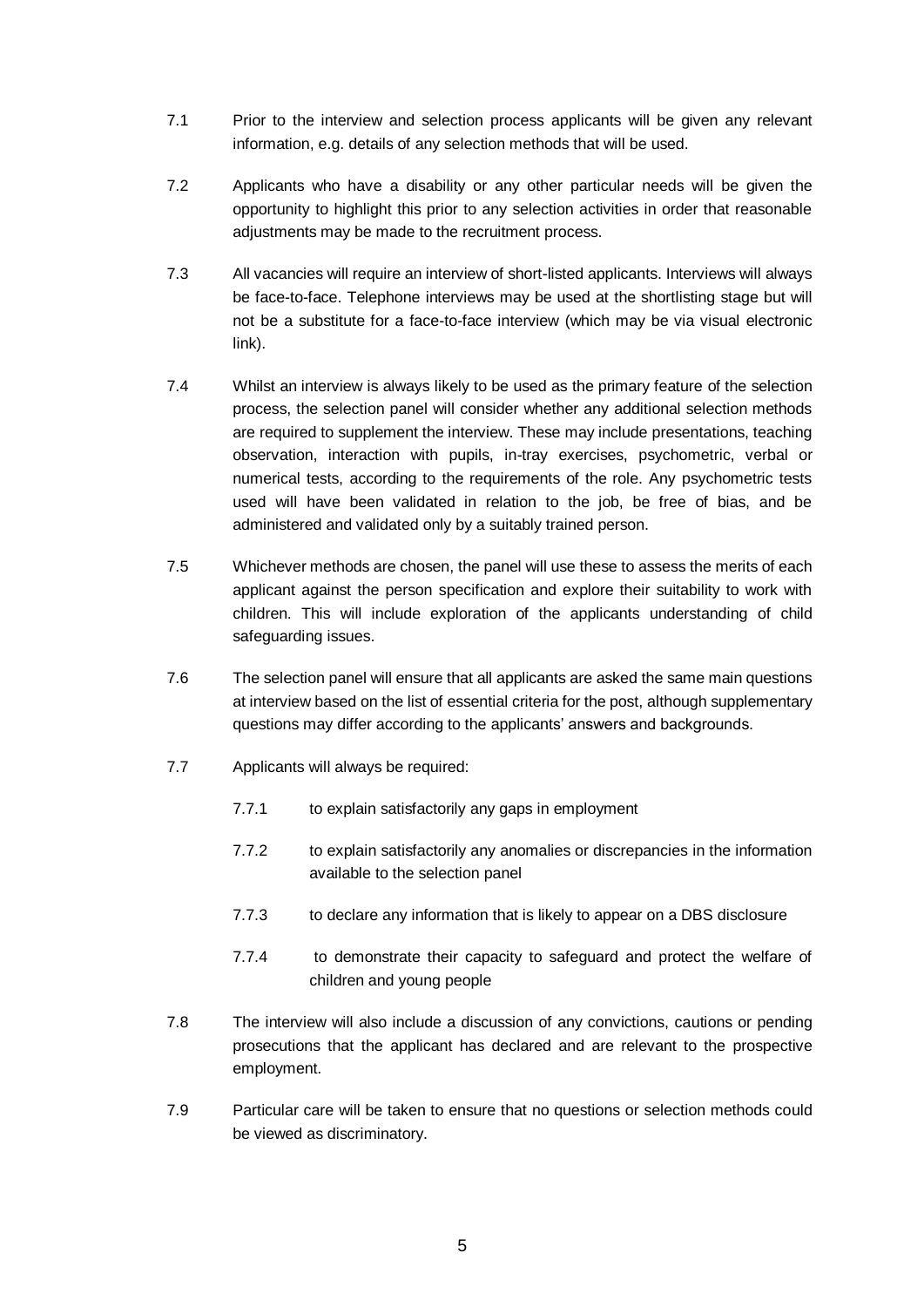7.1 Prior to the interview and selection process applicants will be given any relevant information, e.g. details of any selection methods that will be used.

7.2 Applicants who have a disability or any other particular needs will be given the opportunity to highlight this prior to any selection activities in order that reasonable adjustments may be made to the recruitment process.

7.3 All vacancies will require an interview of short-listed applicants. Interviews will always be face-to-face. Telephone interviews may be used at the shortlisting stage but will not be a substitute for a face-to-face interview (which may be via visual electronic link).

7.4 Whilst an interview is always likely to be used as the primary feature of the selection process, the selection panel will consider whether any additional selection methods are required to supplement the interview. These may include presentations, teaching observation, interaction with pupils, in-tray exercises, psychometric, verbal or numerical tests, according to the requirements of the role. Any psychometric tests used will have been validated in relation to the job, be free of bias, and be administered and validated only by a suitably trained person.

7.5 Whichever methods are chosen, the panel will use these to assess the merits of each applicant against the person specification and explore their suitability to work with children. This will include exploration of the applicants understanding of child safeguarding issues.

7.6 The selection panel will ensure that all applicants are asked the same main questions at interview based on the list of essential criteria for the post, although supplementary questions may differ according to the applicants' answers and backgrounds.

7.7 Applicants will always be required:

- 7.7.1 to explain satisfactorily any gaps in employment
- 7.7.2 to explain satisfactorily any anomalies or discrepancies in the information available to the selection panel
- 7.7.3 to declare any information that is likely to appear on a DBS disclosure
- 7.7.4 to demonstrate their capacity to safeguard and protect the welfare of children and young people

7.8 The interview will also include a discussion of any convictions, cautions or pending prosecutions that the applicant has declared and are relevant to the prospective employment.

7.9 Particular care will be taken to ensure that no questions or selection methods could be viewed as discriminatory.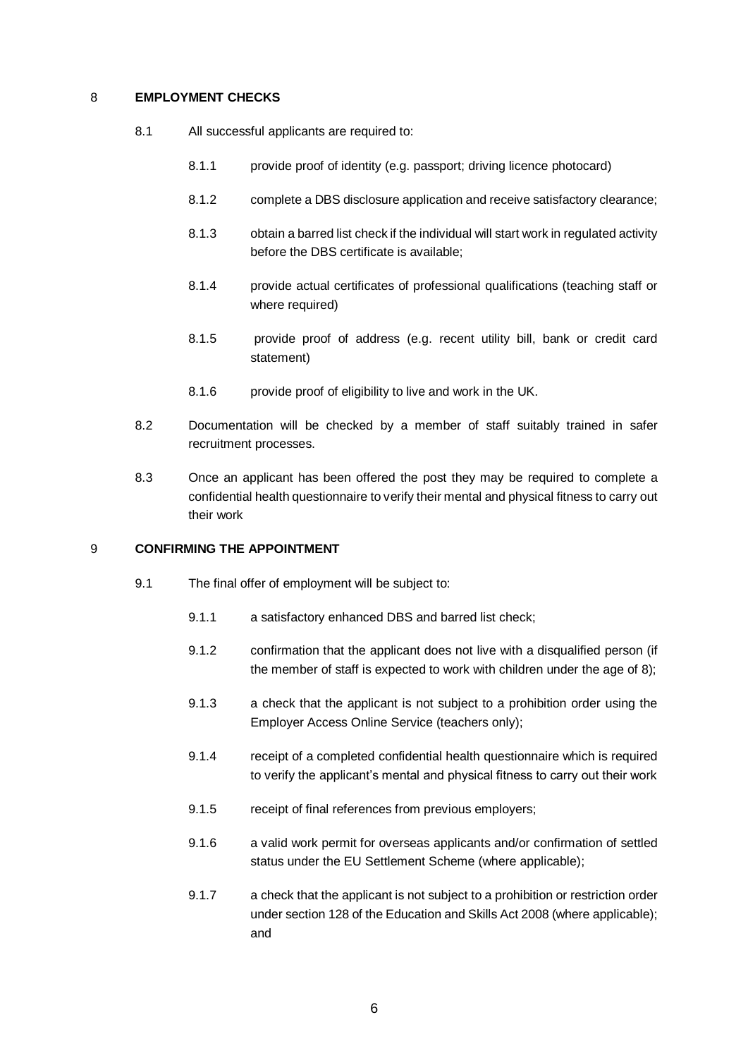## 8 EMPLOYMENT CHECKS

8.1 All successful applicants are required to:

- 8.1.1 provide proof of identity (e.g. passport; driving licence photocard)
- 8.1.2 complete a DBS disclosure application and receive satisfactory clearance;
- 8.1.3 obtain a barred list check if the individual will start work in regulated activity before the DBS certificate is available;
- 8.1.4 provide actual certificates of professional qualifications (teaching staff or where required)
- 8.1.5 provide proof of address (e.g. recent utility bill, bank or credit card statement)
- 8.1.6 provide proof of eligibility to live and work in the UK.

8.2 Documentation will be checked by a member of staff suitably trained in safer recruitment processes.

8.3 Once an applicant has been offered the post they may be required to complete a confidential health questionnaire to verify their mental and physical fitness to carry out their work

## 9 CONFIRMING THE APPOINTMENT

9.1 The final offer of employment will be subject to:

- 9.1.1 a satisfactory enhanced DBS and barred list check;
- 9.1.2 confirmation that the applicant does not live with a disqualified person (if the member of staff is expected to work with children under the age of 8);
- 9.1.3 a check that the applicant is not subject to a prohibition order using the Employer Access Online Service (teachers only);
- 9.1.4 receipt of a completed confidential health questionnaire which is required to verify the applicant's mental and physical fitness to carry out their work
- 9.1.5 receipt of final references from previous employers;
- 9.1.6 a valid work permit for overseas applicants and/or confirmation of settled status under the EU Settlement Scheme (where applicable);
- 9.1.7 a check that the applicant is not subject to a prohibition or restriction order under section 128 of the Education and Skills Act 2008 (where applicable); and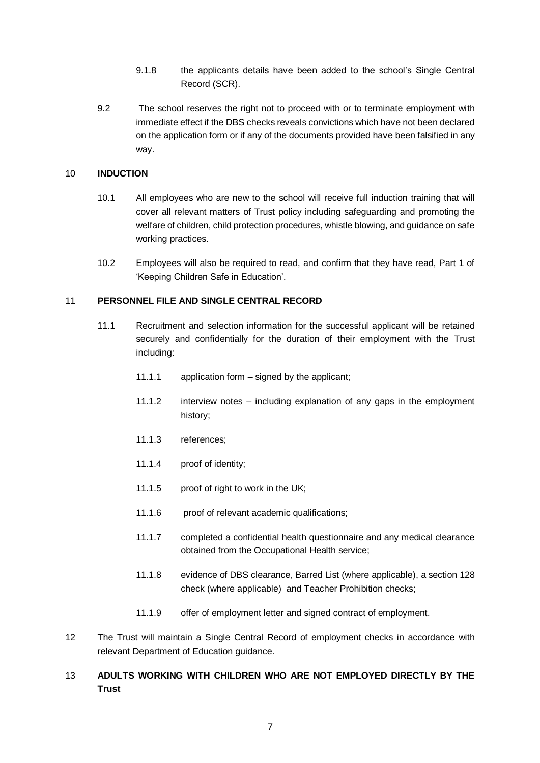9.1.8 the applicants details have been added to the school's Single Central Record (SCR).

9.2 The school reserves the right not to proceed with or to terminate employment with immediate effect if the DBS checks reveals convictions which have not been declared on the application form or if any of the documents provided have been falsified in any way.

## 10 INDUCTION

10.1 All employees who are new to the school will receive full induction training that will cover all relevant matters of Trust policy including safeguarding and promoting the welfare of children, child protection procedures, whistle blowing, and guidance on safe working practices.

10.2 Employees will also be required to read, and confirm that they have read, Part 1 of 'Keeping Children Safe in Education'.

## 11 PERSONNEL FILE AND SINGLE CENTRAL RECORD

11.1 Recruitment and selection information for the successful applicant will be retained securely and confidentially for the duration of their employment with the Trust including:

11.1.1 application form – signed by the applicant;

11.1.2 interview notes – including explanation of any gaps in the employment history;

11.1.3 references;

11.1.4 proof of identity;

11.1.5 proof of right to work in the UK;

11.1.6 proof of relevant academic qualifications;

11.1.7 completed a confidential health questionnaire and any medical clearance obtained from the Occupational Health service;

11.1.8 evidence of DBS clearance, Barred List (where applicable), a section 128 check (where applicable) and Teacher Prohibition checks;

11.1.9 offer of employment letter and signed contract of employment.

12 The Trust will maintain a Single Central Record of employment checks in accordance with relevant Department of Education guidance.

## 13 ADULTS WORKING WITH CHILDREN WHO ARE NOT EMPLOYED DIRECTLY BY THE Trust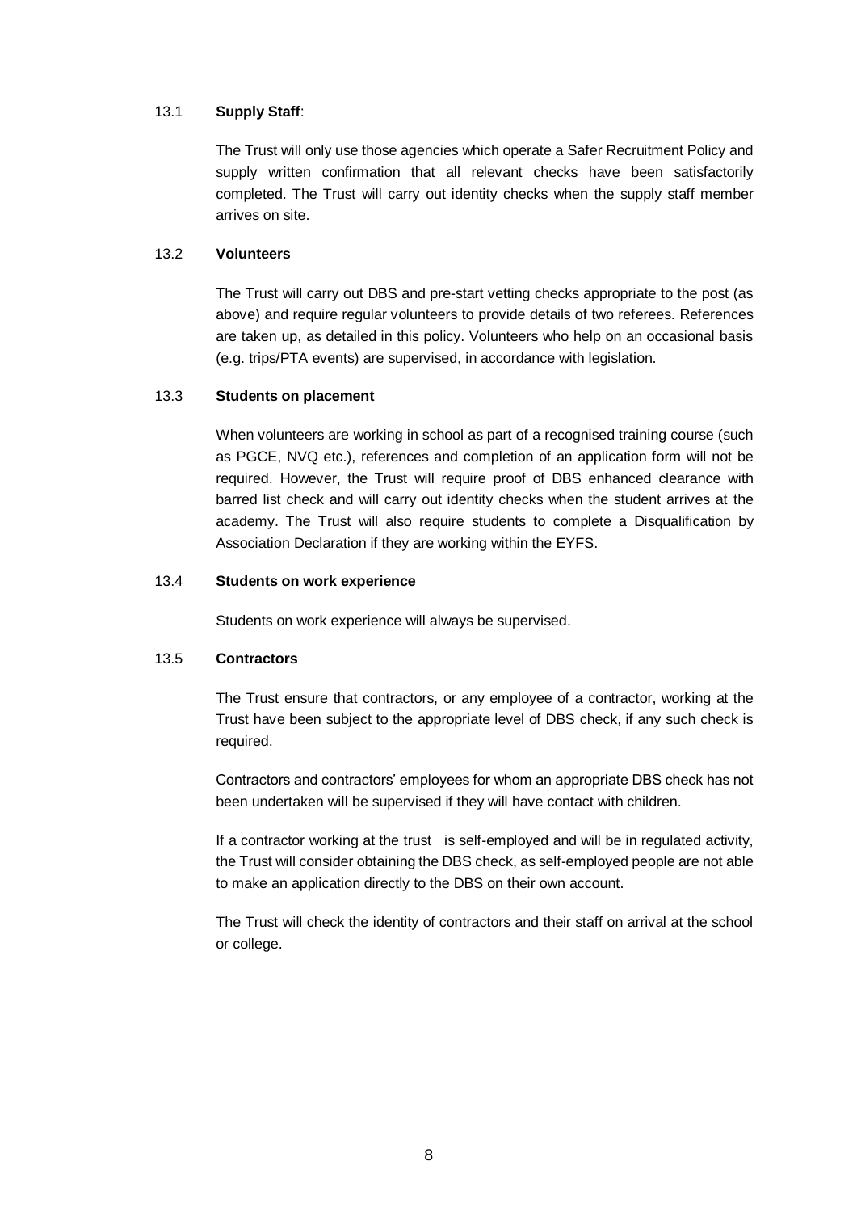13.1 **Supply Staff**:

The Trust will only use those agencies which operate a Safer Recruitment Policy and supply written confirmation that all relevant checks have been satisfactorily completed. The Trust will carry out identity checks when the supply staff member arrives on site.

13.2 **Volunteers**

The Trust will carry out DBS and pre-start vetting checks appropriate to the post (as above) and require regular volunteers to provide details of two referees. References are taken up, as detailed in this policy. Volunteers who help on an occasional basis (e.g. trips/PTA events) are supervised, in accordance with legislation.

13.3 **Students on placement**

When volunteers are working in school as part of a recognised training course (such as PGCE, NVQ etc.), references and completion of an application form will not be required. However, the Trust will require proof of DBS enhanced clearance with barred list check and will carry out identity checks when the student arrives at the academy. The Trust will also require students to complete a Disqualification by Association Declaration if they are working within the EYFS.

13.4 **Students on work experience**

Students on work experience will always be supervised.

13.5 **Contractors**

The Trust ensure that contractors, or any employee of a contractor, working at the Trust have been subject to the appropriate level of DBS check, if any such check is required.

Contractors and contractors' employees for whom an appropriate DBS check has not been undertaken will be supervised if they will have contact with children.

If a contractor working at the trust is self-employed and will be in regulated activity, the Trust will consider obtaining the DBS check, as self-employed people are not able to make an application directly to the DBS on their own account.

The Trust will check the identity of contractors and their staff on arrival at the school or college.